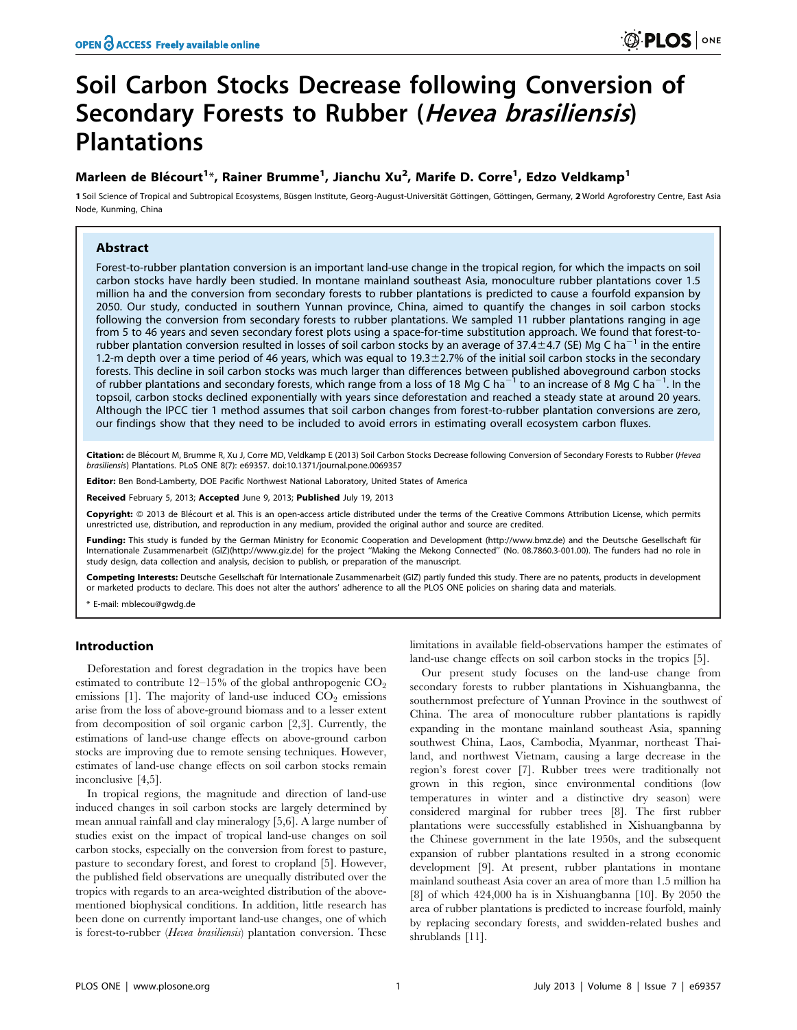# Soil Carbon Stocks Decrease following Conversion of Secondary Forests to Rubber (*Hevea brasiliensis*) Plantations

**Marleen de Blécourt[1]\*, Rainer Brumme[1], Jianchu Xu[2], Marife D. Corre[1], Edzo Veldkamp[1]**

1 Soil Science of Tropical and Subtropical Ecosystems, Büsgen Institute, Georg-August-Universität Göttingen, Göttingen, Germany, 2 World Agroforestry Centre, East Asia Node, Kunming, China

## Abstract

Forest-to-rubber plantation conversion is an important land-use change in the tropical region, for which the impacts on soil carbon stocks have hardly been studied. In montane mainland southeast Asia, monoculture rubber plantations cover 1.5 million ha and the conversion from secondary forests to rubber plantations is predicted to cause a fourfold expansion by 2050. Our study, conducted in southern Yunnan province, China, aimed to quantify the changes in soil carbon stocks following the conversion from secondary forests to rubber plantations. We sampled 11 rubber plantations ranging in age from 5 to 46 years and seven secondary forest plots using a space-for-time substitution approach. We found that forest-to-rubber plantation conversion resulted in losses of soil carbon stocks by an average of 37.4±4.7 (SE) Mg C $ha^{-1}$ in the entire 1.2-m depth over a time period of 46 years, which was equal to 19.3±2.7% of the initial soil carbon stocks in the secondary forests. This decline in soil carbon stocks was much larger than differences between published aboveground carbon stocks of rubber plantations and secondary forests, which range from a loss of 18 Mg C $ha^{-1}$ to an increase of 8 Mg C $ha^{-1}$. In the topsoil, carbon stocks declined exponentially with years since deforestation and reached a steady state at around 20 years. Although the IPCC tier 1 method assumes that soil carbon changes from forest-to-rubber plantation conversions are zero, our findings show that they need to be included to avoid errors in estimating overall ecosystem carbon fluxes.

**Citation:** de Blécourt M, Brumme R, Xu J, Corre MD, Veldkamp E (2013) Soil Carbon Stocks Decrease following Conversion of Secondary Forests to Rubber (*Hevea brasiliensis*) Plantations. PLoS ONE 8(7): e69357. doi:10.1371/journal.pone.0069357

**Editor:** Ben Bond-Lamberty, DOE Pacific Northwest National Laboratory, United States of America

**Received** February 5, 2013; **Accepted** June 9, 2013; **Published** July 19, 2013

**Copyright:** © 2013 de Blécourt et al. This is an open-access article distributed under the terms of the Creative Commons Attribution License, which permits unrestricted use, distribution, and reproduction in any medium, provided the original author and source are credited.

**Funding:** This study is funded by the German Ministry for Economic Cooperation and Development (http://www.bmz.de) and the Deutsche Gesellschaft für Internationale Zusammenarbeit (GIZ)(http://www.giz.de) for the project "Making the Mekong Connected" (No. 08.7860.3-001.00). The funders had no role in study design, data collection and analysis, decision to publish, or preparation of the manuscript.

**Competing Interests:** Deutsche Gesellschaft für Internationale Zusammenarbeit (GIZ) partly funded this study. There are no patents, products in development or marketed products to declare. This does not alter the authors' adherence to all the PLOS ONE policies on sharing data and materials.

\* E-mail: mblecou@gwdg.de

## Introduction

Deforestation and forest degradation in the tropics have been estimated to contribute 12–15% of the global anthropogenic $CO_2$ emissions [1]. The majority of land-use induced $CO_2$ emissions arise from the loss of above-ground biomass and to a lesser extent from decomposition of soil organic carbon [2,3]. Currently, the estimations of land-use change effects on above-ground carbon stocks are improving due to remote sensing techniques. However, estimates of land-use change effects on soil carbon stocks remain inconclusive [4,5].

In tropical regions, the magnitude and direction of land-use induced changes in soil carbon stocks are largely determined by mean annual rainfall and clay mineralogy [5,6]. A large number of studies exist on the impact of tropical land-use changes on soil carbon stocks, especially on the conversion from forest to pasture, pasture to secondary forest, and forest to cropland [5]. However, the published field observations are unequally distributed over the tropics with regards to an area-weighted distribution of the above-mentioned biophysical conditions. In addition, little research has been done on currently important land-use changes, one of which is forest-to-rubber (*Hevea brasiliensis*) plantation conversion. These limitations in available field-observations hamper the estimates of land-use change effects on soil carbon stocks in the tropics [5].

Our present study focuses on the land-use change from secondary forests to rubber plantations in Xishuangbanna, the southernmost prefecture of Yunnan Province in the southwest of China. The area of monoculture rubber plantations is rapidly expanding in the montane mainland southeast Asia, spanning southwest China, Laos, Cambodia, Myanmar, northeast Thailand, and northwest Vietnam, causing a large decrease in the region's forest cover [7]. Rubber trees were traditionally not grown in this region, since environmental conditions (low temperatures in winter and a distinctive dry season) were considered marginal for rubber trees [8]. The first rubber plantations were successfully established in Xishuangbanna by the Chinese government in the late 1950s, and the subsequent expansion of rubber plantations resulted in a strong economic development [9]. At present, rubber plantations in montane mainland southeast Asia cover an area of more than 1.5 million ha [8] of which 424,000 ha is in Xishuangbanna [10]. By 2050 the area of rubber plantations is predicted to increase fourfold, mainly by replacing secondary forests, and swidden-related bushes and shrublands [11].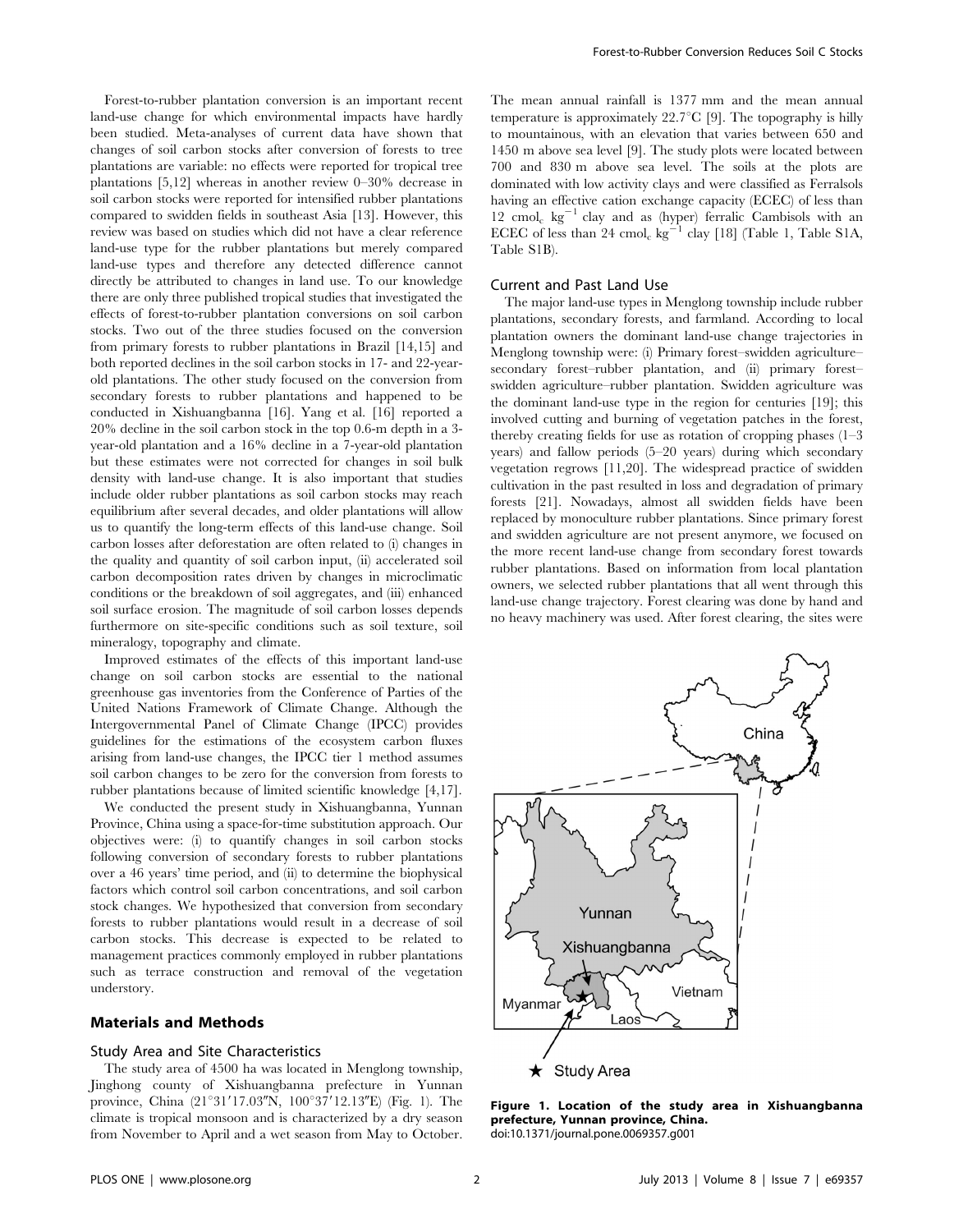Forest-to-rubber plantation conversion is an important recent land-use change for which environmental impacts have hardly been studied. Meta-analyses of current data have shown that changes of soil carbon stocks after conversion of forests to tree plantations are variable: no effects were reported for tropical tree plantations [5,12] whereas in another review 0–30% decrease in soil carbon stocks were reported for intensified rubber plantations compared to swidden fields in southeast Asia [13]. However, this review was based on studies which did not have a clear reference land-use type for the rubber plantations but merely compared land-use types and therefore any detected difference cannot directly be attributed to changes in land use. To our knowledge there are only three published tropical studies that investigated the effects of forest-to-rubber plantation conversions on soil carbon stocks. Two out of the three studies focused on the conversion from primary forests to rubber plantations in Brazil [14,15] and both reported declines in the soil carbon stocks in 17- and 22-year-old plantations. The other study focused on the conversion from secondary forests to rubber plantations and happened to be conducted in Xishuangbanna [16]. Yang et al. [16] reported a 20% decline in the soil carbon stock in the top 0.6-m depth in a 3-year-old plantation and a 16% decline in a 7-year-old plantation but these estimates were not corrected for changes in soil bulk density with land-use change. It is also important that studies include older rubber plantations as soil carbon stocks may reach equilibrium after several decades, and older plantations will allow us to quantify the long-term effects of this land-use change. Soil carbon losses after deforestation are often related to (i) changes in the quality and quantity of soil carbon input, (ii) accelerated soil carbon decomposition rates driven by changes in microclimatic conditions or the breakdown of soil aggregates, and (iii) enhanced soil surface erosion. The magnitude of soil carbon losses depends furthermore on site-specific conditions such as soil texture, soil mineralogy, topography and climate.

Improved estimates of the effects of this important land-use change on soil carbon stocks are essential to the national greenhouse gas inventories from the Conference of Parties of the United Nations Framework of Climate Change. Although the Intergovernmental Panel of Climate Change (IPCC) provides guidelines for the estimations of the ecosystem carbon fluxes arising from land-use changes, the IPCC tier 1 method assumes soil carbon changes to be zero for the conversion from forests to rubber plantations because of limited scientific knowledge [4,17].

We conducted the present study in Xishuangbanna, Yunnan Province, China using a space-for-time substitution approach. Our objectives were: (i) to quantify changes in soil carbon stocks following conversion of secondary forests to rubber plantations over a 46 years' time period, and (ii) to determine the biophysical factors which control soil carbon concentrations, and soil carbon stock changes. We hypothesized that conversion from secondary forests to rubber plantations would result in a decrease of soil carbon stocks. This decrease is expected to be related to management practices commonly employed in rubber plantations such as terrace construction and removal of the vegetation understory.

## Materials and Methods

### Study Area and Site Characteristics

The study area of 4500 ha was located in Menglong township, Jinghong county of Xishuangbanna prefecture in Yunnan province, China (21°31′17.03″N, 100°37′12.13″E) (Fig. 1). The climate is tropical monsoon and is characterized by a dry season from November to April and a wet season from May to October. The mean annual rainfall is 1377 mm and the mean annual temperature is approximately 22.7°C [9]. The topography is hilly to mountainous, with an elevation that varies between 650 and 1450 m above sea level [9]. The study plots were located between 700 and 830 m above sea level. The soils at the plots are dominated with low activity clays and were classified as Ferralsols having an effective cation exchange capacity (ECEC) of less than 12 $\text{cmol}_c\ \text{kg}^{-1}$ clay and as (hyper) ferralic Cambisols with an ECEC of less than 24 $\text{cmol}_c\ \text{kg}^{-1}$ clay [18] (Table 1, Table S1A, Table S1B).

### Current and Past Land Use

The major land-use types in Menglong township include rubber plantations, secondary forests, and farmland. According to local plantation owners the dominant land-use change trajectories in Menglong township were: (i) Primary forest–swidden agriculture–secondary forest–rubber plantation, and (ii) primary forest–swidden agriculture–rubber plantation. Swidden agriculture was the dominant land-use type in the region for centuries [19]; this involved cutting and burning of vegetation patches in the forest, thereby creating fields for use as rotation of cropping phases (1–3 years) and fallow periods (5–20 years) during which secondary vegetation regrows [11,20]. The widespread practice of swidden cultivation in the past resulted in loss and degradation of primary forests [21]. Nowadays, almost all swidden fields have been replaced by monoculture rubber plantations. Since primary forest and swidden agriculture are not present anymore, we focused on the more recent land-use change from secondary forest towards rubber plantations. Based on information from local plantation owners, we selected rubber plantations that all went through this land-use change trajectory. Forest clearing was done by hand and no heavy machinery was used. After forest clearing, the sites were

**Figure 1. Location of the study area in Xishuangbanna prefecture, Yunnan province, China.**
doi:10.1371/journal.pone.0069357.g001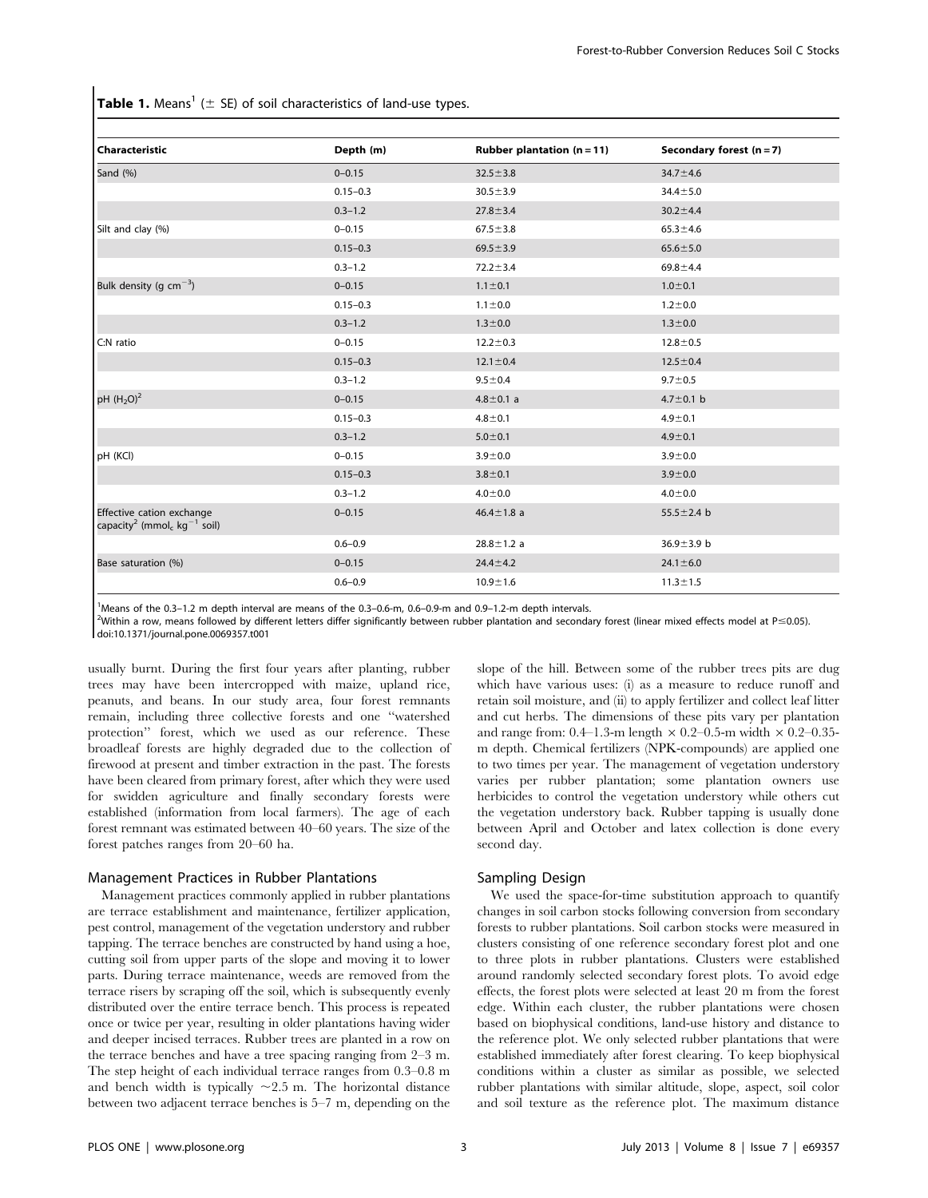**Table 1.** Means[1] (± SE) of soil characteristics of land-use types.

| Characteristic | Depth (m) | Rubber plantation (n = 11) | Secondary forest (n = 7) |
|---|---|---|---|
| Sand (%) | 0–0.15 | 32.5±3.8 | 34.7±4.6 |
| | 0.15–0.3 | 30.5±3.9 | 34.4±5.0 |
| | 0.3–1.2 | 27.8±3.4 | 30.2±4.4 |
| Silt and clay (%) | 0–0.15 | 67.5±3.8 | 65.3±4.6 |
| | 0.15–0.3 | 69.5±3.9 | 65.6±5.0 |
| | 0.3–1.2 | 72.2±3.4 | 69.8±4.4 |
| Bulk density (g cm$^{-3}$) | 0–0.15 | 1.1±0.1 | 1.0±0.1 |
| | 0.15–0.3 | 1.1±0.0 | 1.2±0.0 |
| | 0.3–1.2 | 1.3±0.0 | 1.3±0.0 |
| C:N ratio | 0–0.15 | 12.2±0.3 | 12.8±0.5 |
| | 0.15–0.3 | 12.1±0.4 | 12.5±0.4 |
| | 0.3–1.2 | 9.5±0.4 | 9.7±0.5 |
| pH ($H_2O$)[2] | 0–0.15 | 4.8±0.1 a | 4.7±0.1 b |
| | 0.15–0.3 | 4.8±0.1 | 4.9±0.1 |
| | 0.3–1.2 | 5.0±0.1 | 4.9±0.1 |
| pH (KCl) | 0–0.15 | 3.9±0.0 | 3.9±0.0 |
| | 0.15–0.3 | 3.8±0.1 | 3.9±0.0 |
| | 0.3–1.2 | 4.0±0.0 | 4.0±0.0 |
| Effective cation exchange capacity[2] (mmol$_c$ kg$^{-1}$ soil) | 0–0.15 | 46.4±1.8 a | 55.5±2.4 b |
| | 0.6–0.9 | 28.8±1.2 a | 36.9±3.9 b |
| Base saturation (%) | 0–0.15 | 24.4±4.2 | 24.1±6.0 |
| | 0.6–0.9 | 10.9±1.6 | 11.3±1.5 |

[1]Means of the 0.3–1.2 m depth interval are means of the 0.3–0.6-m, 0.6–0.9-m and 0.9–1.2-m depth intervals.
[2]Within a row, means followed by different letters differ significantly between rubber plantation and secondary forest (linear mixed effects model at P≤0.05).
doi:10.1371/journal.pone.0069357.t001

usually burnt. During the first four years after planting, rubber trees may have been intercropped with maize, upland rice, peanuts, and beans. In our study area, four forest remnants remain, including three collective forests and one "watershed protection" forest, which we used as our reference. These broadleaf forests are highly degraded due to the collection of firewood at present and timber extraction in the past. The forests have been cleared from primary forest, after which they were used for swidden agriculture and finally secondary forests were established (information from local farmers). The age of each forest remnant was estimated between 40–60 years. The size of the forest patches ranges from 20–60 ha.

### Management Practices in Rubber Plantations

Management practices commonly applied in rubber plantations are terrace establishment and maintenance, fertilizer application, pest control, management of the vegetation understory and rubber tapping. The terrace benches are constructed by hand using a hoe, cutting soil from upper parts of the slope and moving it to lower parts. During terrace maintenance, weeds are removed from the terrace risers by scraping off the soil, which is subsequently evenly distributed over the entire terrace bench. This process is repeated once or twice per year, resulting in older plantations having wider and deeper incised terraces. Rubber trees are planted in a row on the terrace benches and have a tree spacing ranging from 2–3 m. The step height of each individual terrace ranges from 0.3–0.8 m and bench width is typically ~2.5 m. The horizontal distance between two adjacent terrace benches is 5–7 m, depending on the slope of the hill. Between some of the rubber trees pits are dug which have various uses: (i) as a measure to reduce runoff and retain soil moisture, and (ii) to apply fertilizer and collect leaf litter and cut herbs. The dimensions of these pits vary per plantation and range from: 0.4–1.3-m length × 0.2–0.5-m width × 0.2–0.35-m depth. Chemical fertilizers (NPK-compounds) are applied one to two times per year. The management of vegetation understory varies per rubber plantation; some plantation owners use herbicides to control the vegetation understory while others cut the vegetation understory back. Rubber tapping is usually done between April and October and latex collection is done every second day.

### Sampling Design

We used the space-for-time substitution approach to quantify changes in soil carbon stocks following conversion from secondary forests to rubber plantations. Soil carbon stocks were measured in clusters consisting of one reference secondary forest plot and one to three plots in rubber plantations. Clusters were established around randomly selected secondary forest plots. To avoid edge effects, the forest plots were selected at least 20 m from the forest edge. Within each cluster, the rubber plantations were chosen based on biophysical conditions, land-use history and distance to the reference plot. We only selected rubber plantations that were established immediately after forest clearing. To keep biophysical conditions within a cluster as similar as possible, we selected rubber plantations with similar altitude, slope, aspect, soil color and soil texture as the reference plot. The maximum distance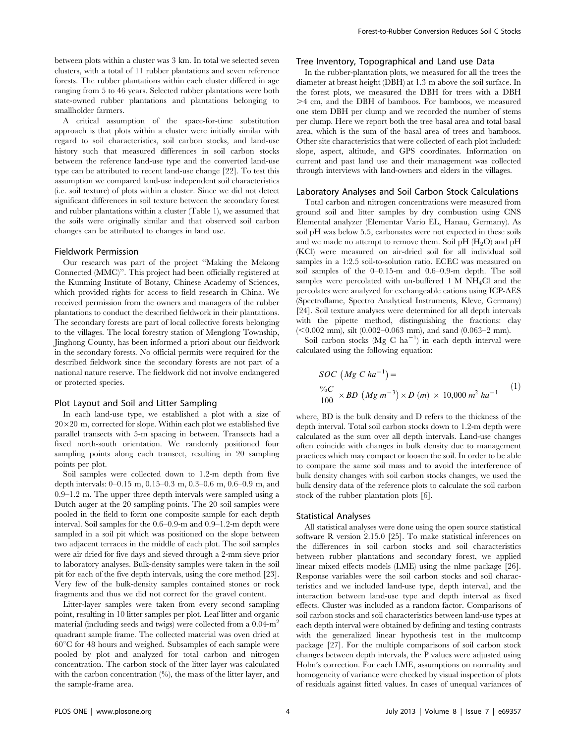between plots within a cluster was 3 km. In total we selected seven clusters, with a total of 11 rubber plantations and seven reference forests. The rubber plantations within each cluster differed in age ranging from 5 to 46 years. Selected rubber plantations were both state-owned rubber plantations and plantations belonging to smallholder farmers.

A critical assumption of the space-for-time substitution approach is that plots within a cluster were initially similar with regard to soil characteristics, soil carbon stocks, and land-use history such that measured differences in soil carbon stocks between the reference land-use type and the converted land-use type can be attributed to recent land-use change [22]. To test this assumption we compared land-use independent soil characteristics (i.e. soil texture) of plots within a cluster. Since we did not detect significant differences in soil texture between the secondary forest and rubber plantations within a cluster (Table 1), we assumed that the soils were originally similar and that observed soil carbon changes can be attributed to changes in land use.

### Fieldwork Permission

Our research was part of the project "Making the Mekong Connected (MMC)". This project had been officially registered at the Kunming Institute of Botany, Chinese Academy of Sciences, which provided rights for access to field research in China. We received permission from the owners and managers of the rubber plantations to conduct the described fieldwork in their plantations. The secondary forests are part of local collective forests belonging to the villages. The local forestry station of Menglong Township, Jinghong County, has been informed a priori about our fieldwork in the secondary forests. No official permits were required for the described fieldwork since the secondary forests are not part of a national nature reserve. The fieldwork did not involve endangered or protected species.

### Plot Layout and Soil and Litter Sampling

In each land-use type, we established a plot with a size of 20×20 m, corrected for slope. Within each plot we established five parallel transects with 5-m spacing in between. Transects had a fixed north-south orientation. We randomly positioned four sampling points along each transect, resulting in 20 sampling points per plot.

Soil samples were collected down to 1.2-m depth from five depth intervals: 0–0.15 m, 0.15–0.3 m, 0.3–0.6 m, 0.6–0.9 m, and 0.9–1.2 m. The upper three depth intervals were sampled using a Dutch auger at the 20 sampling points. The 20 soil samples were pooled in the field to form one composite sample for each depth interval. Soil samples for the 0.6–0.9-m and 0.9–1.2-m depth were sampled in a soil pit which was positioned on the slope between two adjacent terraces in the middle of each plot. The soil samples were air dried for five days and sieved through a 2-mm sieve prior to laboratory analyses. Bulk-density samples were taken in the soil pit for each of the five depth intervals, using the core method [23]. Very few of the bulk-density samples contained stones or rock fragments and thus we did not correct for the gravel content.

Litter-layer samples were taken from every second sampling point, resulting in 10 litter samples per plot. Leaf litter and organic material (including seeds and twigs) were collected from a 0.04-$m^2$ quadrant sample frame. The collected material was oven dried at 60°C for 48 hours and weighed. Subsamples of each sample were pooled by plot and analyzed for total carbon and nitrogen concentration. The carbon stock of the litter layer was calculated with the carbon concentration (%), the mass of the litter layer, and the sample-frame area.

### Tree Inventory, Topographical and Land use Data

In the rubber-plantation plots, we measured for all the trees the diameter at breast height (DBH) at 1.3 m above the soil surface. In the forest plots, we measured the DBH for trees with a DBH >4 cm, and the DBH of bamboos. For bamboos, we measured one stem DBH per clump and we recorded the number of stems per clump. Here we report both the tree basal area and total basal area, which is the sum of the basal area of trees and bamboos. Other site characteristics that were collected of each plot included: slope, aspect, altitude, and GPS coordinates. Information on current and past land use and their management was collected through interviews with land-owners and elders in the villages.

### Laboratory Analyses and Soil Carbon Stock Calculations

Total carbon and nitrogen concentrations were measured from ground soil and litter samples by dry combustion using CNS Elemental analyzer (Elementar Vario EL, Hanau, Germany). As soil pH was below 5.5, carbonates were not expected in these soils and we made no attempt to remove them. Soil pH ($H_2O$) and pH (KCl) were measured on air-dried soil for all individual soil samples in a 1:2.5 soil-to-solution ratio. ECEC was measured on soil samples of the 0–0.15-m and 0.6–0.9-m depth. The soil samples were percolated with un-buffered 1 M $NH_4Cl$ and the percolates were analyzed for exchangeable cations using ICP-AES (Spectroflame, Spectro Analytical Instruments, Kleve, Germany) [24]. Soil texture analyses were determined for all depth intervals with the pipette method, distinguishing the fractions: clay (<0.002 mm), silt (0.002–0.063 mm), and sand (0.063–2 mm).

Soil carbon stocks (Mg C $ha^{-1}$) in each depth interval were calculated using the following equation:

$$SOC\ \left(Mg\ C\ ha^{-1}\right) = \frac{\%C}{100} \times BD\ \left(Mg\ m^{-3}\right) \times D\ (m) \times 10{,}000\ m^2\ ha^{-1} \quad (1)$$

where, BD is the bulk density and D refers to the thickness of the depth interval. Total soil carbon stocks down to 1.2-m depth were calculated as the sum over all depth intervals. Land-use changes often coincide with changes in bulk density due to management practices which may compact or loosen the soil. In order to be able to compare the same soil mass and to avoid the interference of bulk density changes with soil carbon stocks changes, we used the bulk density data of the reference plots to calculate the soil carbon stock of the rubber plantation plots [6].

### Statistical Analyses

All statistical analyses were done using the open source statistical software R version 2.15.0 [25]. To make statistical inferences on the differences in soil carbon stocks and soil characteristics between rubber plantations and secondary forest, we applied linear mixed effects models (LME) using the nlme package [26]. Response variables were the soil carbon stocks and soil characteristics and we included land-use type, depth interval, and the interaction between land-use type and depth interval as fixed effects. Cluster was included as a random factor. Comparisons of soil carbon stocks and soil characteristics between land-use types at each depth interval were obtained by defining and testing contrasts with the generalized linear hypothesis test in the multcomp package [27]. For the multiple comparisons of soil carbon stock changes between depth intervals, the P values were adjusted using Holm's correction. For each LME, assumptions on normality and homogeneity of variance were checked by visual inspection of plots of residuals against fitted values. In cases of unequal variances of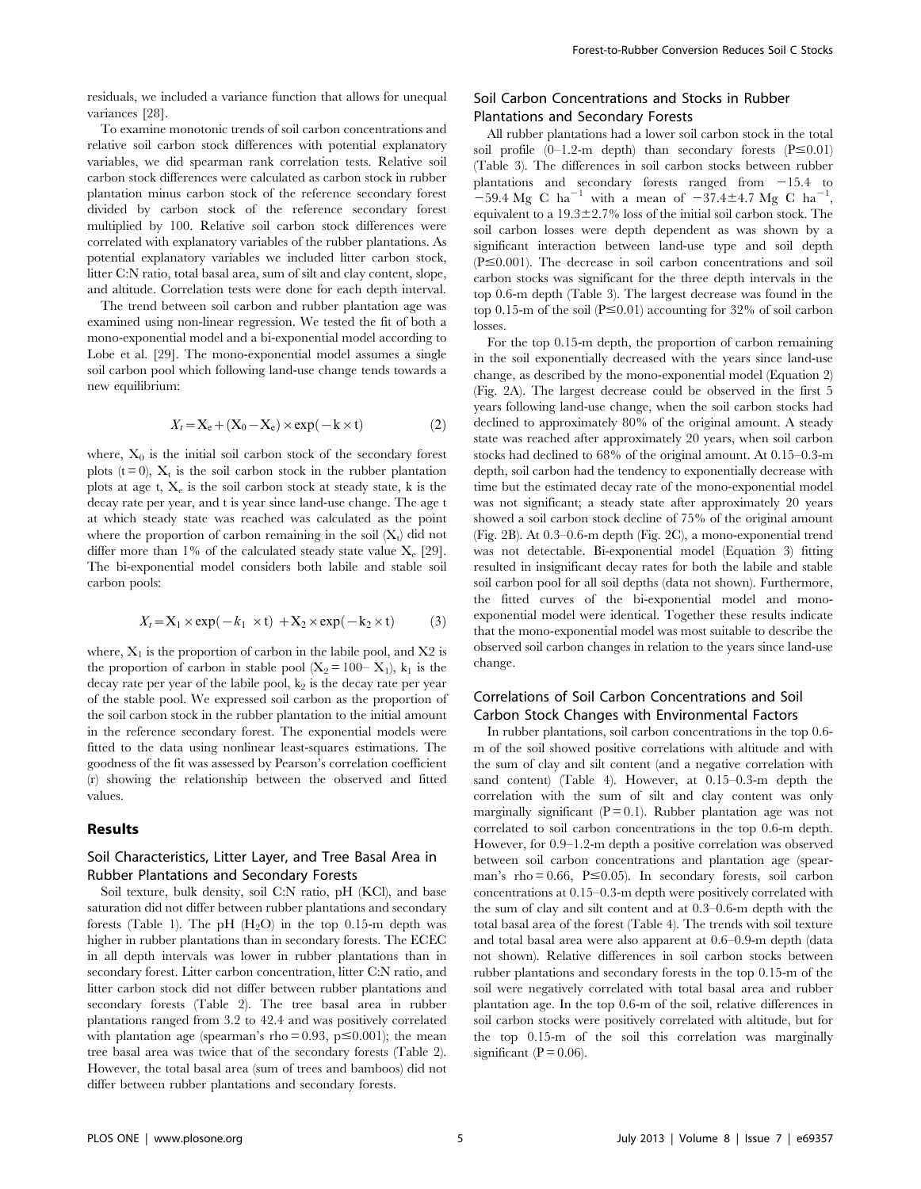residuals, we included a variance function that allows for unequal variances [28].

To examine monotonic trends of soil carbon concentrations and relative soil carbon stock differences with potential explanatory variables, we did spearman rank correlation tests. Relative soil carbon stock differences were calculated as carbon stock in rubber plantation minus carbon stock of the reference secondary forest divided by carbon stock of the reference secondary forest multiplied by 100. Relative soil carbon stock differences were correlated with explanatory variables of the rubber plantations. As potential explanatory variables we included litter carbon stock, litter C:N ratio, total basal area, sum of silt and clay content, slope, and altitude. Correlation tests were done for each depth interval.

The trend between soil carbon and rubber plantation age was examined using non-linear regression. We tested the fit of both a mono-exponential model and a bi-exponential model according to Lobe et al. [29]. The mono-exponential model assumes a single soil carbon pool which following land-use change tends towards a new equilibrium:

$$X_t = X_e + (X_0 - X_e) \times \exp(-k \times t) \quad (2)$$

where, $X_0$ is the initial soil carbon stock of the secondary forest plots (t = 0), $X_t$ is the soil carbon stock in the rubber plantation plots at age t, $X_e$ is the soil carbon stock at steady state, k is the decay rate per year, and t is year since land-use change. The age t at which steady state was reached was calculated as the point where the proportion of carbon remaining in the soil ($X_t$) did not differ more than 1% of the calculated steady state value $X_e$ [29]. The bi-exponential model considers both labile and stable soil carbon pools:

$$X_t = X_1 \times \exp(-k_1 \times t) + X_2 \times \exp(-k_2 \times t) \quad (3)$$

where, $X_1$ is the proportion of carbon in the labile pool, and X2 is the proportion of carbon in stable pool ($X_2 = 100 - X_1$), $k_1$ is the decay rate per year of the labile pool, $k_2$ is the decay rate per year of the stable pool. We expressed soil carbon as the proportion of the soil carbon stock in the rubber plantation to the initial amount in the reference secondary forest. The exponential models were fitted to the data using nonlinear least-squares estimations. The goodness of the fit was assessed by Pearson's correlation coefficient (r) showing the relationship between the observed and fitted values.

## Results

### Soil Characteristics, Litter Layer, and Tree Basal Area in Rubber Plantations and Secondary Forests

Soil texture, bulk density, soil C:N ratio, pH (KCl), and base saturation did not differ between rubber plantations and secondary forests (Table 1). The pH ($H_2O$) in the top 0.15-m depth was higher in rubber plantations than in secondary forests. The ECEC in all depth intervals was lower in rubber plantations than in secondary forest. Litter carbon concentration, litter C:N ratio, and litter carbon stock did not differ between rubber plantations and secondary forests (Table 2). The tree basal area in rubber plantations ranged from 3.2 to 42.4 and was positively correlated with plantation age (spearman's rho = 0.93, $p \leq 0.001$); the mean tree basal area was twice that of the secondary forests (Table 2). However, the total basal area (sum of trees and bamboos) did not differ between rubber plantations and secondary forests.

### Soil Carbon Concentrations and Stocks in Rubber Plantations and Secondary Forests

All rubber plantations had a lower soil carbon stock in the total soil profile (0–1.2-m depth) than secondary forests ($P \leq 0.01$) (Table 3). The differences in soil carbon stocks between rubber plantations and secondary forests ranged from −15.4 to −59.4 Mg C ha$^{-1}$ with a mean of −37.4±4.7 Mg C ha$^{-1}$, equivalent to a 19.3±2.7% loss of the initial soil carbon stock. The soil carbon losses were depth dependent as was shown by a significant interaction between land-use type and soil depth ($P \leq 0.001$). The decrease in soil carbon concentrations and soil carbon stocks was significant for the three depth intervals in the top 0.6-m depth (Table 3). The largest decrease was found in the top 0.15-m of the soil ($P \leq 0.01$) accounting for 32% of soil carbon losses.

For the top 0.15-m depth, the proportion of carbon remaining in the soil exponentially decreased with the years since land-use change, as described by the mono-exponential model (Equation 2) (Fig. 2A). The largest decrease could be observed in the first 5 years following land-use change, when the soil carbon stocks had declined to approximately 80% of the original amount. A steady state was reached after approximately 20 years, when soil carbon stocks had declined to 68% of the original amount. At 0.15–0.3-m depth, soil carbon had the tendency to exponentially decrease with time but the estimated decay rate of the mono-exponential model was not significant; a steady state after approximately 20 years showed a soil carbon stock decline of 75% of the original amount (Fig. 2B). At 0.3–0.6-m depth (Fig. 2C), a mono-exponential trend was not detectable. Bi-exponential model (Equation 3) fitting resulted in insignificant decay rates for both the labile and stable soil carbon pool for all soil depths (data not shown). Furthermore, the fitted curves of the bi-exponential model and mono-exponential model were identical. Together these results indicate that the mono-exponential model was most suitable to describe the observed soil carbon changes in relation to the years since land-use change.

### Correlations of Soil Carbon Concentrations and Soil Carbon Stock Changes with Environmental Factors

In rubber plantations, soil carbon concentrations in the top 0.6-m of the soil showed positive correlations with altitude and with the sum of clay and silt content (and a negative correlation with sand content) (Table 4). However, at 0.15–0.3-m depth the correlation with the sum of silt and clay content was only marginally significant (P = 0.1). Rubber plantation age was not correlated to soil carbon concentrations in the top 0.6-m depth. However, for 0.9–1.2-m depth a positive correlation was observed between soil carbon concentrations and plantation age (spearman's rho = 0.66, $P \leq 0.05$). In secondary forests, soil carbon concentrations at 0.15–0.3-m depth were positively correlated with the sum of clay and silt content and at 0.3–0.6-m depth with the total basal area of the forest (Table 4). The trends with soil texture and total basal area were also apparent at 0.6–0.9-m depth (data not shown). Relative differences in soil carbon stocks between rubber plantations and secondary forests in the top 0.15-m of the soil were negatively correlated with total basal area and rubber plantation age. In the top 0.6-m of the soil, relative differences in soil carbon stocks were positively correlated with altitude, but for the top 0.15-m of the soil this correlation was marginally significant (P = 0.06).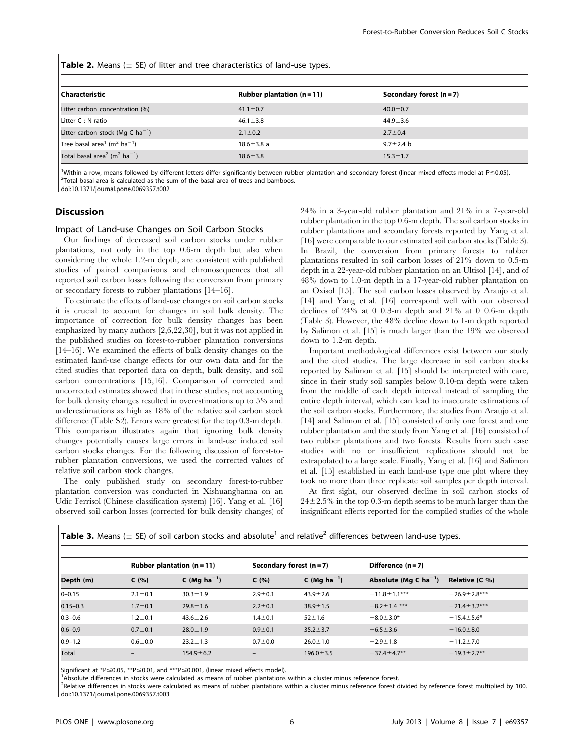**Table 2.** Means (± SE) of litter and tree characteristics of land-use types.

| Characteristic | Rubber plantation (n = 11) | Secondary forest (n = 7) |
|---|---|---|
| Litter carbon concentration (%) | 41.1±0.7 | 40.0±0.7 |
| Litter C : N ratio | 46.1±3.8 | 44.9±3.6 |
| Litter carbon stock (Mg C ha$^{-1}$) | 2.1±0.2 | 2.7±0.4 |
| Tree basal area[1] (m$^{2}$ ha$^{-1}$) | 18.6±3.8 a | 9.7±2.4 b |
| Total basal area[2] (m$^{2}$ ha$^{-1}$) | 18.6±3.8 | 15.3±1.7 |

[1]Within a row, means followed by different letters differ significantly between rubber plantation and secondary forest (linear mixed effects model at $P \le 0.05$).
[2]Total basal area is calculated as the sum of the basal area of trees and bamboos.
doi:10.1371/journal.pone.0069357.t002

## Discussion

### Impact of Land-use Changes on Soil Carbon Stocks

Our findings of decreased soil carbon stocks under rubber plantations, not only in the top 0.6-m depth but also when considering the whole 1.2-m depth, are consistent with published studies of paired comparisons and chronosequences that all reported soil carbon losses following the conversion from primary or secondary forests to rubber plantations [14–16].

To estimate the effects of land-use changes on soil carbon stocks it is crucial to account for changes in soil bulk density. The importance of correction for bulk density changes has been emphasized by many authors [2,6,22,30], but it was not applied in the published studies on forest-to-rubber plantation conversions [14–16]. We examined the effects of bulk density changes on the estimated land-use change effects for our own data and for the cited studies that reported data on depth, bulk density, and soil carbon concentrations [15,16]. Comparison of corrected and uncorrected estimates showed that in these studies, not accounting for bulk density changes resulted in overestimations up to 5% and underestimations as high as 18% of the relative soil carbon stock difference (Table S2). Errors were greatest for the top 0.3-m depth. This comparison illustrates again that ignoring bulk density changes potentially causes large errors in land-use induced soil carbon stocks changes. For the following discussion of forest-to-rubber plantation conversions, we used the corrected values of relative soil carbon stock changes.

The only published study on secondary forest-to-rubber plantation conversion was conducted in Xishuangbanna on an Udic Ferrisol (Chinese classification system) [16]. Yang et al. [16] observed soil carbon losses (corrected for bulk density changes) of 24% in a 3-year-old rubber plantation and 21% in a 7-year-old rubber plantation in the top 0.6-m depth. The soil carbon stocks in rubber plantations and secondary forests reported by Yang et al. [16] were comparable to our estimated soil carbon stocks (Table 3). In Brazil, the conversion from primary forests to rubber plantations resulted in soil carbon losses of 21% down to 0.5-m depth in a 22-year-old rubber plantation on an Ultisol [14], and of 48% down to 1.0-m depth in a 17-year-old rubber plantation on an Oxisol [15]. The soil carbon losses observed by Araujo et al. [14] and Yang et al. [16] correspond well with our observed declines of 24% at 0–0.3-m depth and 21% at 0–0.6-m depth (Table 3). However, the 48% decline down to 1-m depth reported by Salimon et al. [15] is much larger than the 19% we observed down to 1.2-m depth.

Important methodological differences exist between our study and the cited studies. The large decrease in soil carbon stocks reported by Salimon et al. [15] should be interpreted with care, since in their study soil samples below 0.10-m depth were taken from the middle of each depth interval instead of sampling the entire depth interval, which can lead to inaccurate estimations of the soil carbon stocks. Furthermore, the studies from Araujo et al. [14] and Salimon et al. [15] consisted of only one forest and one rubber plantation and the study from Yang et al. [16] consisted of two rubber plantations and two forests. Results from such case studies with no or insufficient replications should not be extrapolated to a large scale. Finally, Yang et al. [16] and Salimon et al. [15] established in each land-use type one plot where they took no more than three replicate soil samples per depth interval.

At first sight, our observed decline in soil carbon stocks of 24±2.5% in the top 0.3-m depth seems to be much larger than the insignificant effects reported for the compiled studies of the whole

**Table 3.** Means (± SE) of soil carbon stocks and absolute[1] and relative[2] differences between land-use types.

| | Rubber plantation (n = 11) | | Secondary forest (n = 7) | | Difference (n = 7) | |
|---|---|---|---|---|---|---|
| Depth (m) | C (%) | C (Mg ha$^{-1}$) | C (%) | C (Mg ha$^{-1}$) | Absolute (Mg C ha$^{-1}$) | Relative (C %) |
| 0–0.15 | 2.1±0.1 | 30.3±1.9 | 2.9±0.1 | 43.9±2.6 | −11.8±1.1*** | −26.9±2.8*** |
| 0.15–0.3 | 1.7±0.1 | 29.8±1.6 | 2.2±0.1 | 38.9±1.5 | −8.2±1.4 *** | −21.4±3.2*** |
| 0.3–0.6 | 1.2±0.1 | 43.6±2.6 | 1.4±0.1 | 52±1.6 | −8.0±3.0* | −15.4±5.6* |
| 0.6–0.9 | 0.7±0.1 | 28.0±1.9 | 0.9±0.1 | 35.2±3.7 | −6.5±3.6 | −16.0±8.0 |
| 0.9–1.2 | 0.6±0.0 | 23.2±1.3 | 0.7±0.0 | 26.0±1.0 | −2.9±1.8 | −11.2±7.0 |
| Total | – | 154.9±6.2 | – | 196.0±3.5 | −37.4±4.7** | −19.3±2.7** |

Significant at *$P \le 0.05$, **$P \le 0.01$, and ***$P \le 0.001$, (linear mixed effects model).
[1]Absolute differences in stocks were calculated as means of rubber plantations within a cluster minus reference forest.
[2]Relative differences in stocks were calculated as means of rubber plantations within a cluster minus reference forest divided by reference forest multiplied by 100.
doi:10.1371/journal.pone.0069357.t003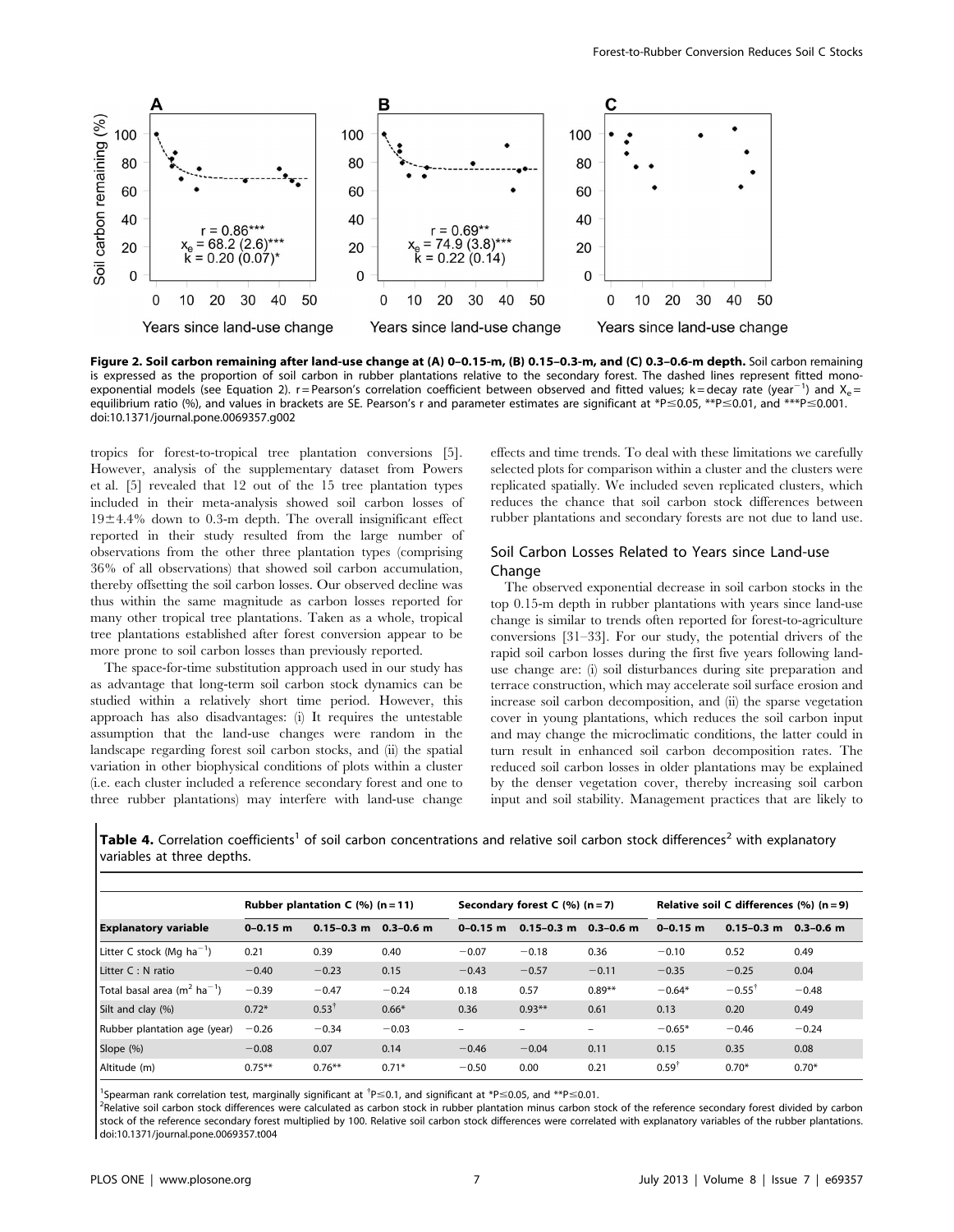**Figure 2. Soil carbon remaining after land-use change at (A) 0–0.15-m, (B) 0.15–0.3-m, and (C) 0.3–0.6-m depth.** Soil carbon remaining is expressed as the proportion of soil carbon in rubber plantations relative to the secondary forest. The dashed lines represent fitted mono-exponential models (see Equation 2). r = Pearson's correlation coefficient between observed and fitted values; k = decay rate ($year^{-1}$) and $X_e$ = equilibrium ratio (%), and values in brackets are SE. Pearson's r and parameter estimates are significant at $^{*}P \leq 0.05$, $^{**}P \leq 0.01$, and $^{***}P \leq 0.001$.
doi:10.1371/journal.pone.0069357.g002

tropics for forest-to-tropical tree plantation conversions [5]. However, analysis of the supplementary dataset from Powers et al. [5] revealed that 12 out of the 15 tree plantation types included in their meta-analysis showed soil carbon losses of 19±4.4% down to 0.3-m depth. The overall insignificant effect reported in their study resulted from the large number of observations from the other three plantation types (comprising 36% of all observations) that showed soil carbon accumulation, thereby offsetting the soil carbon losses. Our observed decline was thus within the same magnitude as carbon losses reported for many other tropical tree plantations. Taken as a whole, tropical tree plantations established after forest conversion appear to be more prone to soil carbon losses than previously reported.

The space-for-time substitution approach used in our study has as advantage that long-term soil carbon stock dynamics can be studied within a relatively short time period. However, this approach has also disadvantages: (i) It requires the untestable assumption that the land-use changes were random in the landscape regarding forest soil carbon stocks, and (ii) the spatial variation in other biophysical conditions of plots within a cluster (i.e. each cluster included a reference secondary forest and one to three rubber plantations) may interfere with land-use change effects and time trends. To deal with these limitations we carefully selected plots for comparison within a cluster and the clusters were replicated spatially. We included seven replicated clusters, which reduces the chance that soil carbon stock differences between rubber plantations and secondary forests are not due to land use.

## Soil Carbon Losses Related to Years since Land-use Change

The observed exponential decrease in soil carbon stocks in the top 0.15-m depth in rubber plantations with years since land-use change is similar to trends often reported for forest-to-agriculture conversions [31–33]. For our study, the potential drivers of the rapid soil carbon losses during the first five years following land-use change are: (i) soil disturbances during site preparation and terrace construction, which may accelerate soil surface erosion and increase soil carbon decomposition, and (ii) the sparse vegetation cover in young plantations, which reduces the soil carbon input and may change the microclimatic conditions, the latter could in turn result in enhanced soil carbon decomposition rates. The reduced soil carbon losses in older plantations may be explained by the denser vegetation cover, thereby increasing soil carbon input and soil stability. Management practices that are likely to

**Table 4.** Correlation coefficients[1] of soil carbon concentrations and relative soil carbon stock differences[2] with explanatory variables at three depths.

| | Rubber plantation C (%) (n = 11) | | | Secondary forest C (%) (n = 7) | | | Relative soil C differences (%) (n = 9) | | |
|---|---|---|---|---|---|---|---|---|---|
| **Explanatory variable** | **0–0.15 m** | **0.15–0.3 m** | **0.3–0.6 m** | **0–0.15 m** | **0.15–0.3 m** | **0.3–0.6 m** | **0–0.15 m** | **0.15–0.3 m** | **0.3–0.6 m** |
| Litter C stock (Mg $ha^{-1}$) | 0.21 | 0.39 | 0.40 | −0.07 | −0.18 | 0.36 | −0.10 | 0.52 | 0.49 |
| Litter C : N ratio | −0.40 | −0.23 | 0.15 | −0.43 | −0.57 | −0.11 | −0.35 | −0.25 | 0.04 |
| Total basal area ($m^2$ $ha^{-1}$) | −0.39 | −0.47 | −0.24 | 0.18 | 0.57 | 0.89** | −0.64* | −0.55† | −0.48 |
| Silt and clay (%) | 0.72* | 0.53† | 0.66* | 0.36 | 0.93** | 0.61 | 0.13 | 0.20 | 0.49 |
| Rubber plantation age (year) | −0.26 | −0.34 | −0.03 | – | – | – | −0.65* | −0.46 | −0.24 |
| Slope (%) | −0.08 | 0.07 | 0.14 | −0.46 | −0.04 | 0.11 | 0.15 | 0.35 | 0.08 |
| Altitude (m) | 0.75** | 0.76** | 0.71* | −0.50 | 0.00 | 0.21 | 0.59† | 0.70* | 0.70* |

[1]Spearman rank correlation test, marginally significant at †P≤0.1, and significant at *P≤0.05, and **P≤0.01.
[2]Relative soil carbon stock differences were calculated as carbon stock in rubber plantation minus carbon stock of the reference secondary forest divided by carbon stock of the reference secondary forest multiplied by 100. Relative soil carbon stock differences were correlated with explanatory variables of the rubber plantations.
doi:10.1371/journal.pone.0069357.t004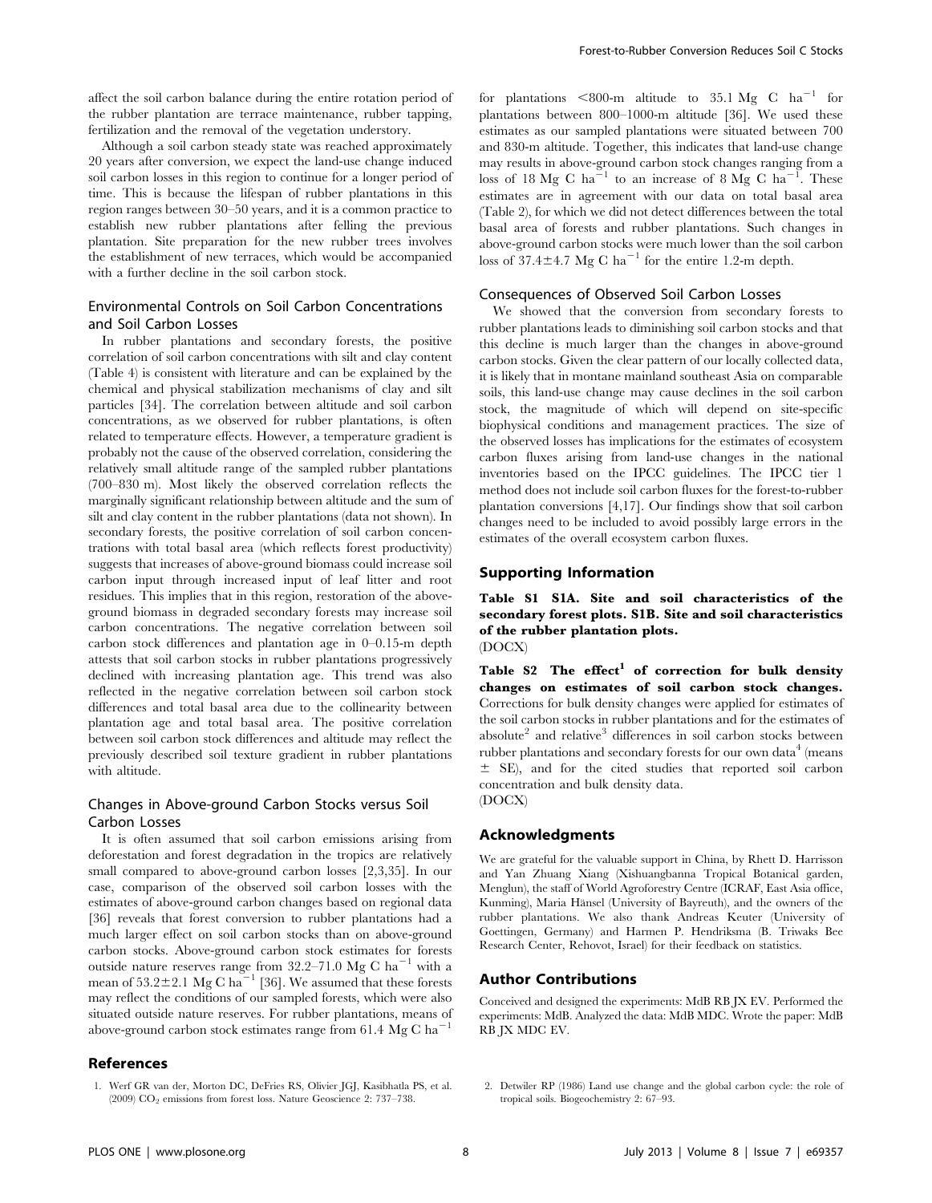affect the soil carbon balance during the entire rotation period of the rubber plantation are terrace maintenance, rubber tapping, fertilization and the removal of the vegetation understory.

Although a soil carbon steady state was reached approximately 20 years after conversion, we expect the land-use change induced soil carbon losses in this region to continue for a longer period of time. This is because the lifespan of rubber plantations in this region ranges between 30–50 years, and it is a common practice to establish new rubber plantations after felling the previous plantation. Site preparation for the new rubber trees involves the establishment of new terraces, which would be accompanied with a further decline in the soil carbon stock.

### Environmental Controls on Soil Carbon Concentrations and Soil Carbon Losses

In rubber plantations and secondary forests, the positive correlation of soil carbon concentrations with silt and clay content (Table 4) is consistent with literature and can be explained by the chemical and physical stabilization mechanisms of clay and silt particles [34]. The correlation between altitude and soil carbon concentrations, as we observed for rubber plantations, is often related to temperature effects. However, a temperature gradient is probably not the cause of the observed correlation, considering the relatively small altitude range of the sampled rubber plantations (700–830 m). Most likely the observed correlation reflects the marginally significant relationship between altitude and the sum of silt and clay content in the rubber plantations (data not shown). In secondary forests, the positive correlation of soil carbon concentrations with total basal area (which reflects forest productivity) suggests that increases of above-ground biomass could increase soil carbon input through increased input of leaf litter and root residues. This implies that in this region, restoration of the above-ground biomass in degraded secondary forests may increase soil carbon concentrations. The negative correlation between soil carbon stock differences and plantation age in 0–0.15-m depth attests that soil carbon stocks in rubber plantations progressively declined with increasing plantation age. This trend was also reflected in the negative correlation between soil carbon stock differences and total basal area due to the collinearity between plantation age and total basal area. The positive correlation between soil carbon stock differences and altitude may reflect the previously described soil texture gradient in rubber plantations with altitude.

### Changes in Above-ground Carbon Stocks versus Soil Carbon Losses

It is often assumed that soil carbon emissions arising from deforestation and forest degradation in the tropics are relatively small compared to above-ground carbon losses [2,3,35]. In our case, comparison of the observed soil carbon losses with the estimates of above-ground carbon changes based on regional data [36] reveals that forest conversion to rubber plantations had a much larger effect on soil carbon stocks than on above-ground carbon stocks. Above-ground carbon stock estimates for forests outside nature reserves range from 32.2–71.0 Mg C $ha^{-1}$ with a mean of 53.2±2.1 Mg C $ha^{-1}$ [36]. We assumed that these forests may reflect the conditions of our sampled forests, which were also situated outside nature reserves. For rubber plantations, means of above-ground carbon stock estimates range from 61.4 Mg C $ha^{-1}$ for plantations <800-m altitude to 35.1 Mg C $ha^{-1}$ for plantations between 800–1000-m altitude [36]. We used these estimates as our sampled plantations were situated between 700 and 830-m altitude. Together, this indicates that land-use change may results in above-ground carbon stock changes ranging from a loss of 18 Mg C $ha^{-1}$ to an increase of 8 Mg C $ha^{-1}$. These estimates are in agreement with our data on total basal area (Table 2), for which we did not detect differences between the total basal area of forests and rubber plantations. Such changes in above-ground carbon stocks were much lower than the soil carbon loss of 37.4±4.7 Mg C $ha^{-1}$ for the entire 1.2-m depth.

### Consequences of Observed Soil Carbon Losses

We showed that the conversion from secondary forests to rubber plantations leads to diminishing soil carbon stocks and that this decline is much larger than the changes in above-ground carbon stocks. Given the clear pattern of our locally collected data, it is likely that in montane mainland southeast Asia on comparable soils, this land-use change may cause declines in the soil carbon stock, the magnitude of which will depend on site-specific biophysical conditions and management practices. The size of the observed losses has implications for the estimates of ecosystem carbon fluxes arising from land-use changes in the national inventories based on the IPCC guidelines. The IPCC tier 1 method does not include soil carbon fluxes for the forest-to-rubber plantation conversions [4,17]. Our findings show that soil carbon changes need to be included to avoid possibly large errors in the estimates of the overall ecosystem carbon fluxes.

## Supporting Information

**Table S1 S1A. Site and soil characteristics of the secondary forest plots. S1B. Site and soil characteristics of the rubber plantation plots.**
(DOCX)

**Table S2 The effect[1] of correction for bulk density changes on estimates of soil carbon stock changes.** Corrections for bulk density changes were applied for estimates of the soil carbon stocks in rubber plantations and for the estimates of absolute[2] and relative[3] differences in soil carbon stocks between rubber plantations and secondary forests for our own data[4] (means ± SE), and for the cited studies that reported soil carbon concentration and bulk density data.
(DOCX)

## Acknowledgments

We are grateful for the valuable support in China, by Rhett D. Harrisson and Yan Zhuang Xiang (Xishuangbanna Tropical Botanical garden, Menglun), the staff of World Agroforestry Centre (ICRAF, East Asia office, Kunming), Maria Hänsel (University of Bayreuth), and the owners of the rubber plantations. We also thank Andreas Keuter (University of Goettingen, Germany) and Harmen P. Hendriksma (B. Triwaks Bee Research Center, Rehovot, Israel) for their feedback on statistics.

## Author Contributions

Conceived and designed the experiments: MdB RB JX EV. Performed the experiments: MdB. Analyzed the data: MdB MDC. Wrote the paper: MdB RB JX MDC EV.

## References

1. Werf GR van der, Morton DC, DeFries RS, Olivier JGJ, Kasibhatla PS, et al. (2009) $CO_2$ emissions from forest loss. Nature Geoscience 2: 737–738.
2. Detwiler RP (1986) Land use change and the global carbon cycle: the role of tropical soils. Biogeochemistry 2: 67–93.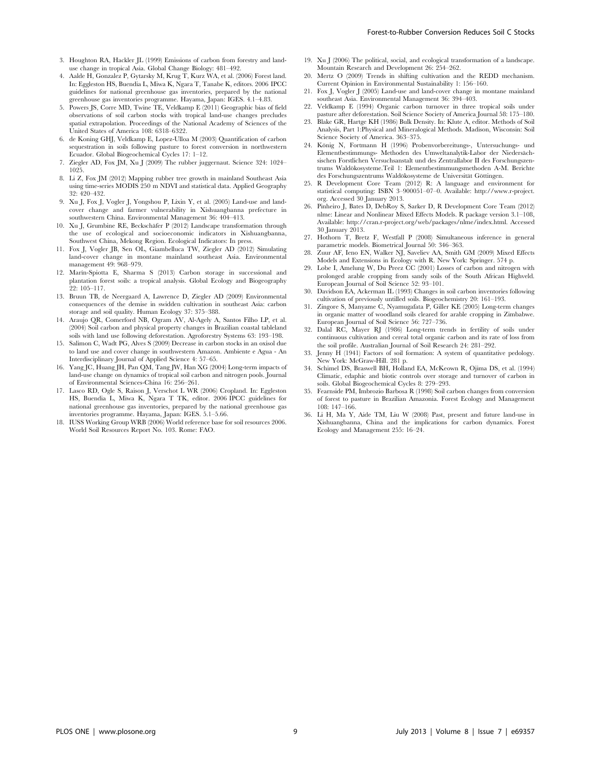3. Houghton RA, Hackler JL (1999) Emissions of carbon from forestry and land-use change in tropical Asia. Global Change Biology: 481–492.
4. Aalde H, Gonzalez P, Gytarsky M, Krug T, Kurz WA, et al. (2006) Forest land. In: Eggleston HS, Buendia L, Miwa K, Ngara T, Tanabe K, editors. 2006 IPCC guidelines for national greenhouse gas inventories, prepared by the national greenhouse gas inventories programme. Hayama, Japan: IGES. 4.1–4.83.
5. Powers JS, Corre MD, Twine TE, Veldkamp E (2011) Geographic bias of field observations of soil carbon stocks with tropical land-use changes precludes spatial extrapolation. Proceedings of the National Academy of Sciences of the United States of America 108: 6318–6322.
6. de Koning GHJ, Veldkamp E, Lopez-Ulloa M (2003) Quantification of carbon sequestration in soils following pasture to forest conversion in northwestern Ecuador. Global Biogeochemical Cycles 17: 1–12.
7. Ziegler AD, Fox JM, Xu J (2009) The rubber juggernaut. Science 324: 1024–1025.
8. Li Z, Fox JM (2012) Mapping rubber tree growth in mainland Southeast Asia using time-series MODIS 250 m NDVI and statistical data. Applied Geography 32: 420–432.
9. Xu J, Fox J, Vogler J, Yongshou P, Lixin Y, et al. (2005) Land-use and land-cover change and farmer vulnerability in Xishuangbanna prefecture in southwestern China. Environmental Management 36: 404–413.
10. Xu J, Grumbine RE, Beckschäfer P (2012) Landscape transformation through the use of ecological and socioeconomic indicators in Xishuangbanna, Southwest China, Mekong Region. Ecological Indicators: In press.
11. Fox J, Vogler JB, Sen OL, Giambelluca TW, Ziegler AD (2012) Simulating land-cover change in montane mainland southeast Asia. Environmental management 49: 968–979.
12. Marín-Spiotta E, Sharma S (2013) Carbon storage in successional and plantation forest soils: a tropical analysis. Global Ecology and Biogeography 22: 105–117.
13. Bruun TB, de Neergaard A, Lawrence D, Ziegler AD (2009) Environmental consequences of the demise in swidden cultivation in southeast Asia: carbon storage and soil quality. Human Ecology 37: 375–388.
14. Araujo QR, Comerford NB, Ogram AV, Al-Agely A, Santos Filho LP, et al. (2004) Soil carbon and physical property changes in Brazilian coastal tableland soils with land use following deforestation. Agroforestry Systems 63: 193–198.
15. Salimon C, Wadt PG, Alves S (2009) Decrease in carbon stocks in an oxisol due to land use and cover change in southwestern Amazon. Ambiente e Agua - An Interdisciplinary Journal of Applied Science 4: 57–65.
16. Yang JC, Huang JH, Pan QM, Tang JW, Han XG (2004) Long-term impacts of land-use change on dynamics of tropical soil carbon and nitrogen pools. Journal of Environmental Sciences-China 16: 256–261.
17. Lasco RD, Ogle S, Raison J, Verschot L WR (2006) Cropland. In: Eggleston HS, Buendia L, Miwa K, Ngara T TK, editor. 2006 IPCC guidelines for national greenhouse gas inventories, prepared by the national greenhouse gas inventories programme. Hayama, Japan: IGES. 5.1–5.66.
18. IUSS Working Group WRB (2006) World reference base for soil resources 2006. World Soil Resources Report No. 103. Rome: FAO.
19. Xu J (2006) The political, social, and ecological transformation of a landscape. Mountain Research and Development 26: 254–262.
20. Mertz O (2009) Trends in shifting cultivation and the REDD mechanism. Current Opinion in Environmental Sustainability 1: 156–160.
21. Fox J, Vogler J (2005) Land-use and land-cover change in montane mainland southeast Asia. Environmental Management 36: 394–403.
22. Veldkamp E (1994) Organic carbon turnover in three tropical soils under pasture after deforestation. Soil Science Society of America Journal 58: 175–180.
23. Blake GR, Hartge KH (1986) Bulk Density. In: Klute A, editor. Methods of Soil Analysis, Part 1:Physical and Mineralogical Methods. Madison, Wisconsin: Soil Science Society of America. 363–375.
24. König N, Fortmann H (1996) Probenvorbereitungs-, Untersuchungs- und Elementbestimmungs- Methoden des Umweltanalytik-Labor der Niedersächsischen Forstlichen Versuchsanstalt und des Zentrallabor II des Forschungszentrums Waldökosysteme.Teil 1: Elementbestimmungsmethoden A-M. Berichte des Forschungszentrums Waldökosysteme de Universität Göttingen.
25. R Development Core Team (2012) R: A language and environment for statistical computing: ISBN 3–900051–07–0. Available: http://www.r-project.org. Accessed 30 January 2013.
26. Pinheiro J, Bates D, DebRoy S, Sarker D, R Development Core Team (2012) nlme: Linear and Nonlinear Mixed Effects Models. R package version 3.1–108, Available: http://cran.r-project.org/web/packages/nlme/index.html. Accessed 30 January 2013.
27. Hothorn T, Bretz F, Westfall P (2008) Simultaneous inference in general parametric models. Biometrical Journal 50: 346–363.
28. Zuur AF, Ieno EN, Walker NJ, Saveliev AA, Smith GM (2009) Mixed Effects Models and Extensions in Ecology with R. New York: Springer. 574 p.
29. Lobe I, Amelung W, Du Preez CC (2001) Losses of carbon and nitrogen with prolonged arable cropping from sandy soils of the South African Highveld. European Journal of Soil Science 52: 93–101.
30. Davidson EA, Ackerman IL (1993) Changes in soil carbon inventories following cultivation of previously untilled soils. Biogeochemistry 20: 161–193.
31. Zingore S, Manyame C, Nyamugafata P, Giller KE (2005) Long-term changes in organic matter of woodland soils cleared for arable cropping in Zimbabwe. European Journal of Soil Science 56: 727–736.
32. Dalal RC, Mayer RJ (1986) Long-term trends in fertility of soils under continuous cultivation and cereal total organic carbon and its rate of loss from the soil profile. Australian Journal of Soil Research 24: 281–292.
33. Jenny H (1941) Factors of soil formation: A system of quantitative pedology. New York: McGraw-Hill. 281 p.
34. Schimel DS, Braswell BH, Holland EA, McKeown R, Ojima DS, et al. (1994) Climatic, edaphic and biotic controls over storage and turnover of carbon in soils. Global Biogeochemical Cycles 8: 279–293.
35. Fearnside PM, Imbrozio Barbosa R (1998) Soil carbon changes from conversion of forest to pasture in Brazilian Amazonia. Forest Ecology and Management 108: 147–166.
36. Li H, Ma Y, Aide TM, Liu W (2008) Past, present and future land-use in Xishuangbanna, China and the implications for carbon dynamics. Forest Ecology and Management 255: 16–24.